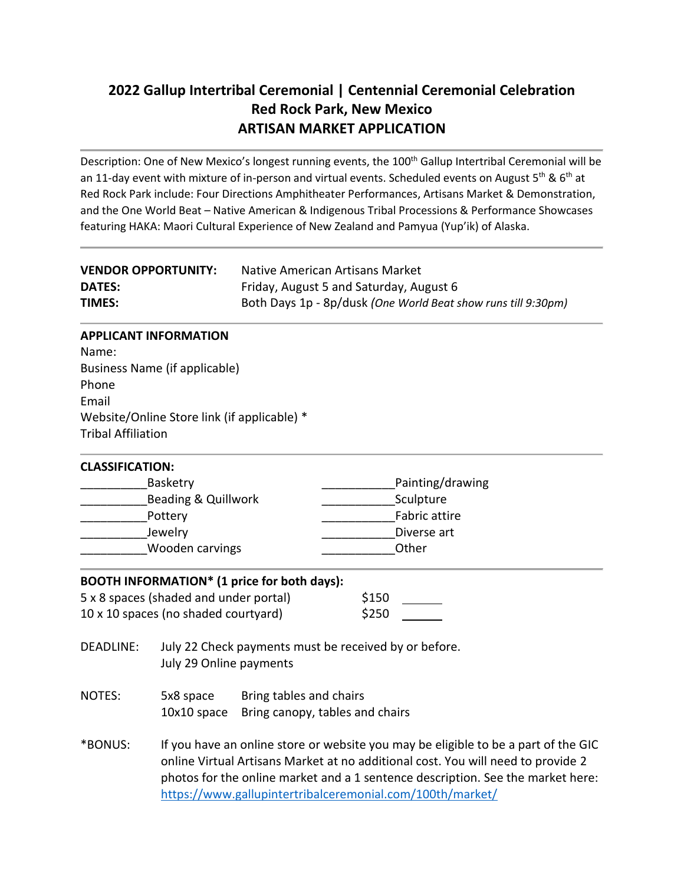# 2022 Gallup Intertribal Ceremonial | Centennial Ceremonial Celebration
## Red Rock Park, New Mexico
## ARTISAN MARKET APPLICATION

Description: One of New Mexico's longest running events, the 100th Gallup Intertribal Ceremonial will be an 11-day event with mixture of in-person and virtual events. Scheduled events on August 5th & 6th at Red Rock Park include: Four Directions Amphitheater Performances, Artisans Market & Demonstration, and the One World Beat – Native American & Indigenous Tribal Processions & Performance Showcases featuring HAKA: Maori Cultural Experience of New Zealand and Pamyua (Yup'ik) of Alaska.

---

**VENDOR OPPORTUNITY:** Native American Artisans Market
**DATES:** Friday, August 5 and Saturday, August 6
**TIMES:** Both Days 1p - 8p/dusk *(One World Beat show runs till 9:30pm)*

---

**APPLICANT INFORMATION**

Name:
Business Name (if applicable)
Phone
Email
Website/Online Store link (if applicable) *
Tribal Affiliation

---

**CLASSIFICATION:**

__________Basketry
__________Beading & Quillwork
__________Pottery
__________Jewelry
__________Wooden carvings
___________Painting/drawing
___________Sculpture
___________Fabric attire
___________Diverse art
___________Other

---

**BOOTH INFORMATION* (1 price for both days):**

5 x 8 spaces (shaded and under portal) $150 ______
10 x 10 spaces (no shaded courtyard) $250 ______

DEADLINE: July 22 Check payments must be received by or before.
July 29 Online payments

NOTES: 5x8 space Bring tables and chairs
10x10 space Bring canopy, tables and chairs

*BONUS: If you have an online store or website you may be eligible to be a part of the GIC online Virtual Artisans Market at no additional cost. You will need to provide 2 photos for the online market and a 1 sentence description. See the market here: https://www.gallupintertribalceremonial.com/100th/market/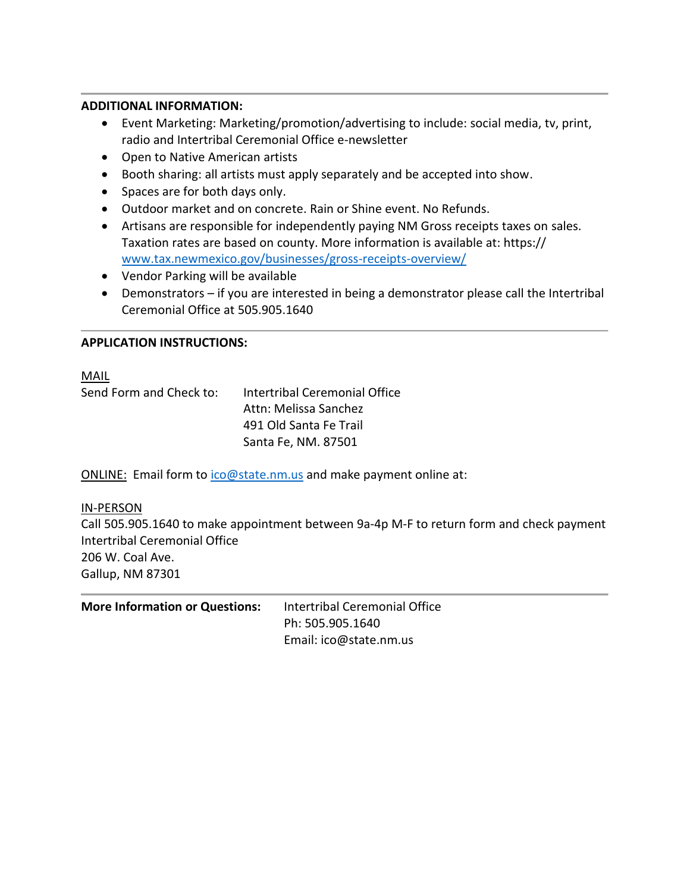**ADDITIONAL INFORMATION:**

- Event Marketing: Marketing/promotion/advertising to include: social media, tv, print, radio and Intertribal Ceremonial Office e-newsletter
- Open to Native American artists
- Booth sharing: all artists must apply separately and be accepted into show.
- Spaces are for both days only.
- Outdoor market and on concrete. Rain or Shine event. No Refunds.
- Artisans are responsible for independently paying NM Gross receipts taxes on sales. Taxation rates are based on county. More information is available at: https:// www.tax.newmexico.gov/businesses/gross-receipts-overview/
- Vendor Parking will be available
- Demonstrators – if you are interested in being a demonstrator please call the Intertribal Ceremonial Office at 505.905.1640

---

**APPLICATION INSTRUCTIONS:**

MAIL

Send Form and Check to:

Intertribal Ceremonial Office
Attn: Melissa Sanchez
491 Old Santa Fe Trail
Santa Fe, NM. 87501

ONLINE: Email form to ico@state.nm.us and make payment online at:

IN-PERSON

Call 505.905.1640 to make appointment between 9a-4p M-F to return form and check payment
Intertribal Ceremonial Office
206 W. Coal Ave.
Gallup, NM 87301

---

**More Information or Questions:**

Intertribal Ceremonial Office
Ph: 505.905.1640
Email: ico@state.nm.us